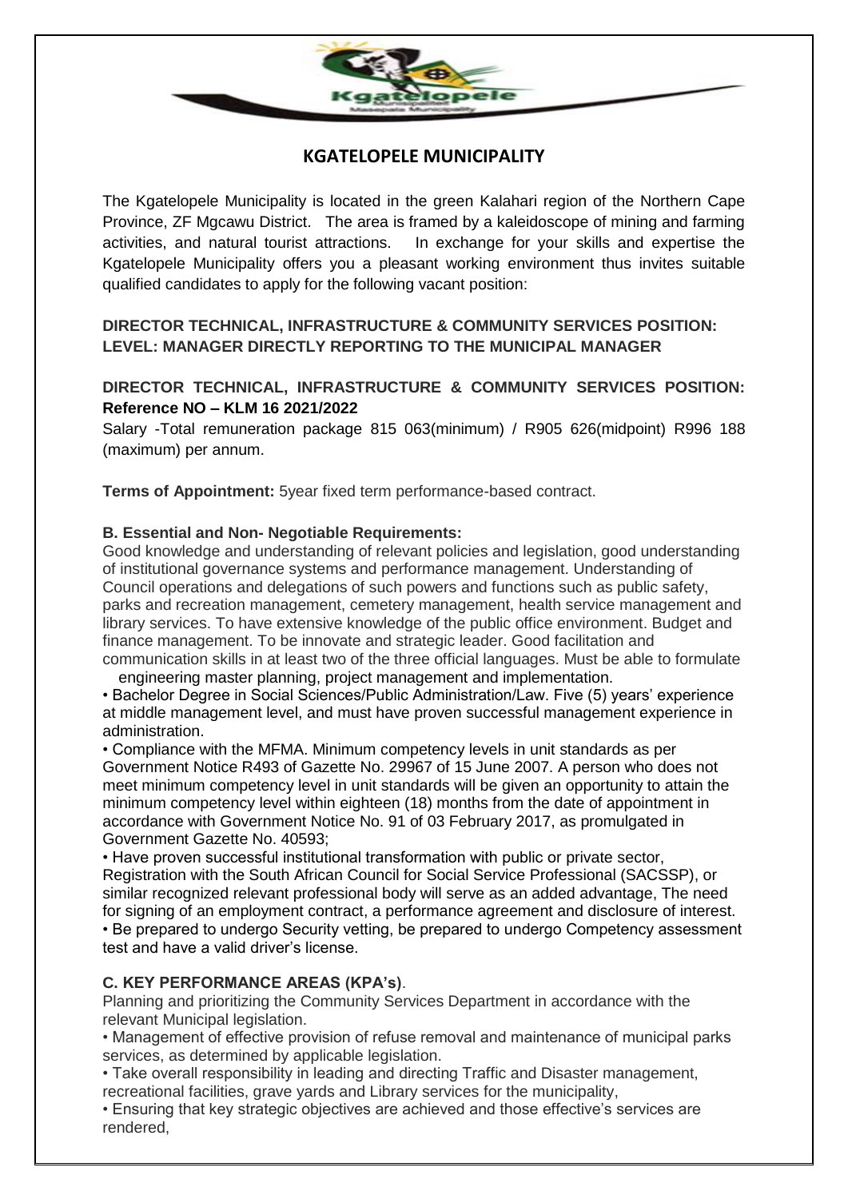# KGATELOPELE MUNICIPALITY

The Kgatelopele Municipality is located in the green Kalahari region of the Northern Cape Province, ZF Mgcawu District. The area is framed by a kaleidoscope of mining and farming activities, and natural tourist attractions. In exchange for your skills and expertise the Kgatelopele Municipality offers you a pleasant working environment thus invites suitable qualified candidates to apply for the following vacant position:

**DIRECTOR TECHNICAL, INFRASTRUCTURE & COMMUNITY SERVICES POSITION: LEVEL: MANAGER DIRECTLY REPORTING TO THE MUNICIPAL MANAGER**

**DIRECTOR TECHNICAL, INFRASTRUCTURE & COMMUNITY SERVICES POSITION: Reference NO – KLM 16 2021/2022**

Salary -Total remuneration package 815 063(minimum) / R905 626(midpoint) R996 188 (maximum) per annum.

**Terms of Appointment:** 5year fixed term performance-based contract.

**B. Essential and Non- Negotiable Requirements:**

Good knowledge and understanding of relevant policies and legislation, good understanding of institutional governance systems and performance management. Understanding of Council operations and delegations of such powers and functions such as public safety, parks and recreation management, cemetery management, health service management and library services. To have extensive knowledge of the public office environment. Budget and finance management. To be innovate and strategic leader. Good facilitation and communication skills in at least two of the three official languages. Must be able to formulate engineering master planning, project management and implementation.

- Bachelor Degree in Social Sciences/Public Administration/Law. Five (5) years' experience at middle management level, and must have proven successful management experience in administration.
- Compliance with the MFMA. Minimum competency levels in unit standards as per Government Notice R493 of Gazette No. 29967 of 15 June 2007. A person who does not meet minimum competency level in unit standards will be given an opportunity to attain the minimum competency level within eighteen (18) months from the date of appointment in accordance with Government Notice No. 91 of 03 February 2017, as promulgated in Government Gazette No. 40593;
- Have proven successful institutional transformation with public or private sector, Registration with the South African Council for Social Service Professional (SACSSP), or similar recognized relevant professional body will serve as an added advantage, The need for signing of an employment contract, a performance agreement and disclosure of interest.
- Be prepared to undergo Security vetting, be prepared to undergo Competency assessment test and have a valid driver's license.

**C. KEY PERFORMANCE AREAS (KPA's)**.

Planning and prioritizing the Community Services Department in accordance with the relevant Municipal legislation.

- Management of effective provision of refuse removal and maintenance of municipal parks services, as determined by applicable legislation.
- Take overall responsibility in leading and directing Traffic and Disaster management, recreational facilities, grave yards and Library services for the municipality,
- Ensuring that key strategic objectives are achieved and those effective's services are rendered,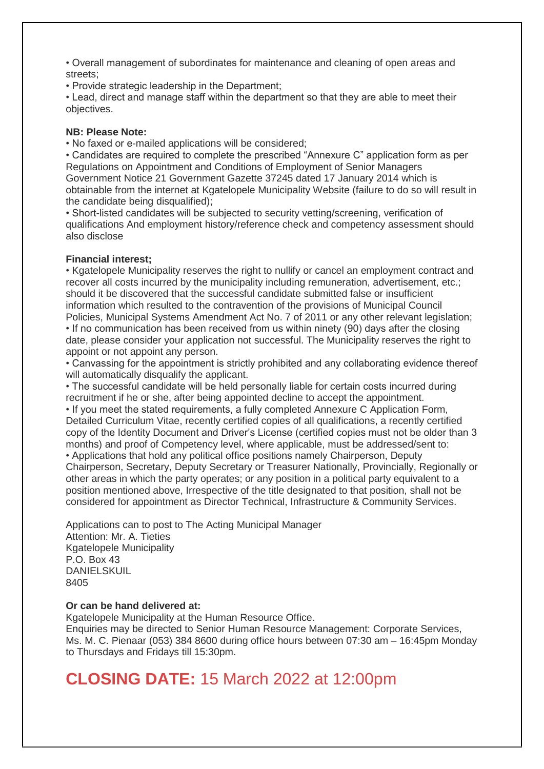- Overall management of subordinates for maintenance and cleaning of open areas and streets;
- Provide strategic leadership in the Department;
- Lead, direct and manage staff within the department so that they are able to meet their objectives.

**NB: Please Note:**

- No faxed or e-mailed applications will be considered;
- Candidates are required to complete the prescribed "Annexure C" application form as per Regulations on Appointment and Conditions of Employment of Senior Managers Government Notice 21 Government Gazette 37245 dated 17 January 2014 which is obtainable from the internet at Kgatelopele Municipality Website (failure to do so will result in the candidate being disqualified);
- Short-listed candidates will be subjected to security vetting/screening, verification of qualifications And employment history/reference check and competency assessment should also disclose

**Financial interest;**

- Kgatelopele Municipality reserves the right to nullify or cancel an employment contract and recover all costs incurred by the municipality including remuneration, advertisement, etc.; should it be discovered that the successful candidate submitted false or insufficient information which resulted to the contravention of the provisions of Municipal Council Policies, Municipal Systems Amendment Act No. 7 of 2011 or any other relevant legislation;
- If no communication has been received from us within ninety (90) days after the closing date, please consider your application not successful. The Municipality reserves the right to appoint or not appoint any person.
- Canvassing for the appointment is strictly prohibited and any collaborating evidence thereof will automatically disqualify the applicant.
- The successful candidate will be held personally liable for certain costs incurred during recruitment if he or she, after being appointed decline to accept the appointment.
- If you meet the stated requirements, a fully completed Annexure C Application Form, Detailed Curriculum Vitae, recently certified copies of all qualifications, a recently certified copy of the Identity Document and Driver's License (certified copies must not be older than 3 months) and proof of Competency level, where applicable, must be addressed/sent to:
- Applications that hold any political office positions namely Chairperson, Deputy Chairperson, Secretary, Deputy Secretary or Treasurer Nationally, Provincially, Regionally or other areas in which the party operates; or any position in a political party equivalent to a position mentioned above, Irrespective of the title designated to that position, shall not be considered for appointment as Director Technical, Infrastructure & Community Services.

Applications can to post to The Acting Municipal Manager
Attention: Mr. A. Tieties
Kgatelopele Municipality
P.O. Box 43
DANIELSKUIL
8405

**Or can be hand delivered at:**

Kgatelopele Municipality at the Human Resource Office.
Enquiries may be directed to Senior Human Resource Management: Corporate Services, Ms. M. C. Pienaar (053) 384 8600 during office hours between 07:30 am – 16:45pm Monday to Thursdays and Fridays till 15:30pm.

## **CLOSING DATE:** 15 March 2022 at 12:00pm